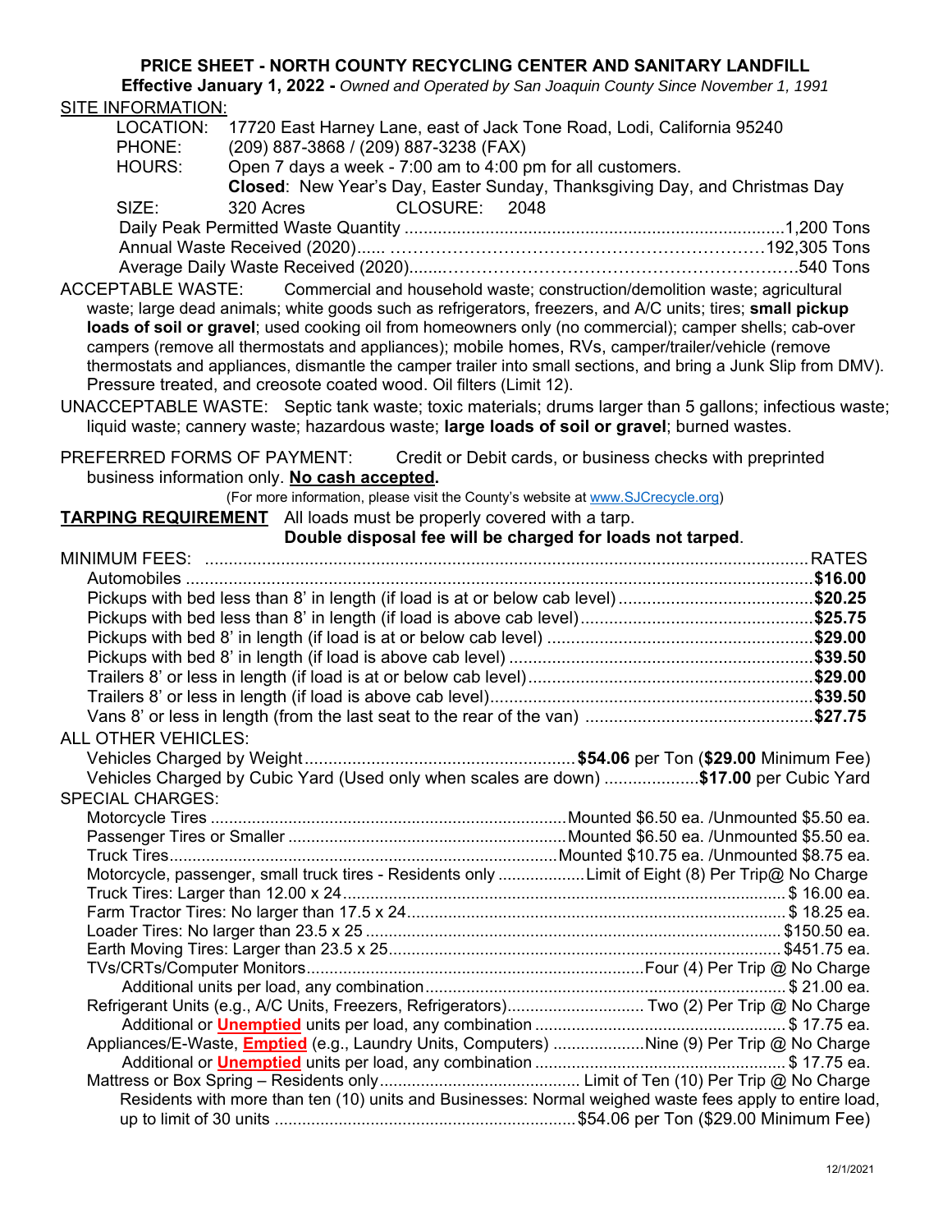# PRICE SHEET - NORTH COUNTY RECYCLING CENTER AND SANITARY LANDFILL

**Effective January 1, 2022 -** *Owned and Operated by San Joaquin County Since November 1, 1991*

## SITE INFORMATION:

LOCATION: 17720 East Harney Lane, east of Jack Tone Road, Lodi, California 95240

PHONE: (209) 887-3868 / (209) 887-3238 (FAX)

HOURS: Open 7 days a week - 7:00 am to 4:00 pm for all customers.
**Closed**: New Year's Day, Easter Sunday, Thanksgiving Day, and Christmas Day

SIZE: 320 Acres CLOSURE: 2048

| | |
|---|---|
| Daily Peak Permitted Waste Quantity | 1,200 Tons |
| Annual Waste Received (2020) | 192,305 Tons |
| Average Daily Waste Received (2020) | 540 Tons |

ACCEPTABLE WASTE: Commercial and household waste; construction/demolition waste; agricultural waste; large dead animals; white goods such as refrigerators, freezers, and A/C units; tires; **small pickup loads of soil or gravel**; used cooking oil from homeowners only (no commercial); camper shells; cab-over campers (remove all thermostats and appliances); mobile homes, RVs, camper/trailer/vehicle (remove thermostats and appliances, dismantle the camper trailer into small sections, and bring a Junk Slip from DMV). Pressure treated, and creosote coated wood. Oil filters (Limit 12).

UNACCEPTABLE WASTE: Septic tank waste; toxic materials; drums larger than 5 gallons; infectious waste; liquid waste; cannery waste; hazardous waste; **large loads of soil or gravel**; burned wastes.

PREFERRED FORMS OF PAYMENT: Credit or Debit cards, or business checks with preprinted business information only. **No cash accepted.**

(For more information, please visit the County's website at www.SJCrecycle.org)

**TARPING REQUIREMENT** All loads must be properly covered with a tarp.
**Double disposal fee will be charged for loads not tarped**.

| MINIMUM FEES: | RATES |
|---|---|
| Automobiles | **$16.00** |
| Pickups with bed less than 8' in length (if load is at or below cab level) | **$20.25** |
| Pickups with bed less than 8' in length (if load is above cab level) | **$25.75** |
| Pickups with bed 8' in length (if load is at or below cab level) | **$29.00** |
| Pickups with bed 8' in length (if load is above cab level) | **$39.50** |
| Trailers 8' or less in length (if load is at or below cab level) | **$29.00** |
| Trailers 8' or less in length (if load is above cab level) | **$39.50** |
| Vans 8' or less in length (from the last seat to the rear of the van) | **$27.75** |
| **ALL OTHER VEHICLES:** | |
| Vehicles Charged by Weight | **$54.06** per Ton (**$29.00** Minimum Fee) |
| Vehicles Charged by Cubic Yard (Used only when scales are down) | **$17.00** per Cubic Yard |
| **SPECIAL CHARGES:** | |
| Motorcycle Tires | Mounted $6.50 ea. /Unmounted $5.50 ea. |
| Passenger Tires or Smaller | Mounted $6.50 ea. /Unmounted $5.50 ea. |
| Truck Tires | Mounted $10.75 ea. /Unmounted $8.75 ea. |
| Motorcycle, passenger, small truck tires - Residents only | Limit of Eight (8) Per Trip@ No Charge |
| Truck Tires: Larger than 12.00 x 24 | $ 16.00 ea. |
| Farm Tractor Tires: No larger than 17.5 x 24 | $ 18.25 ea. |
| Loader Tires: No larger than 23.5 x 25 | $150.50 ea. |
| Earth Moving Tires: Larger than 23.5 x 25 | $451.75 ea. |
| TVs/CRTs/Computer Monitors | Four (4) Per Trip @ No Charge |
| Additional units per load, any combination | $ 21.00 ea. |
| Refrigerant Units (e.g., A/C Units, Freezers, Refrigerators) | Two (2) Per Trip @ No Charge |
| Additional or **Unemptied** units per load, any combination | $ 17.75 ea. |
| Appliances/E-Waste, **Emptied** (e.g., Laundry Units, Computers) | Nine (9) Per Trip @ No Charge |
| Additional or **Unemptied** units per load, any combination | $ 17.75 ea. |
| Mattress or Box Spring – Residents only | Limit of Ten (10) Per Trip @ No Charge |
| Residents with more than ten (10) units and Businesses: Normal weighed waste fees apply to entire load, up to limit of 30 units | $54.06 per Ton ($29.00 Minimum Fee) |

12/1/2021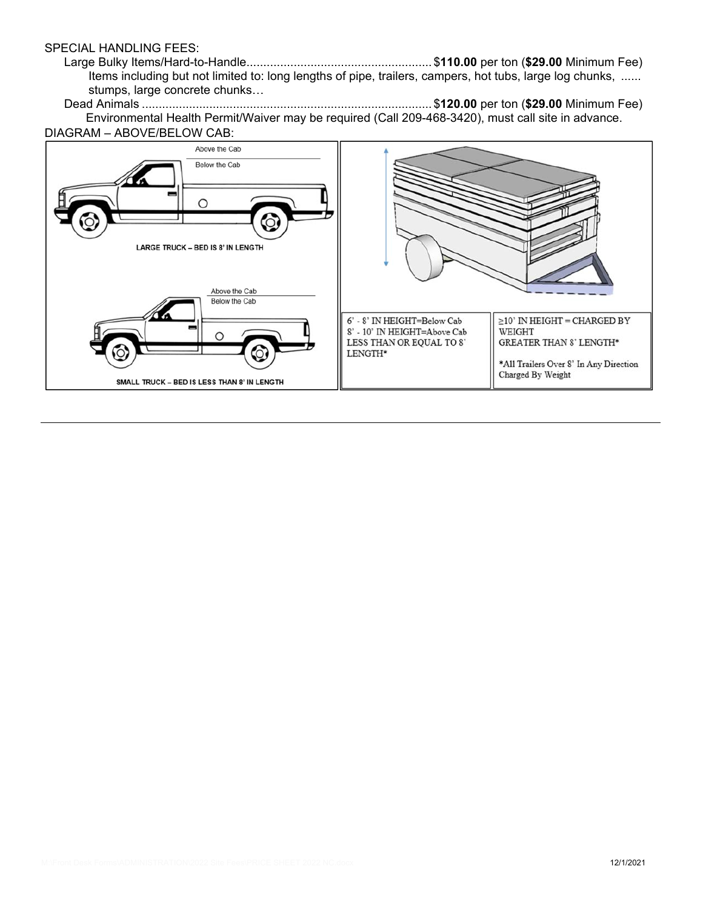SPECIAL HANDLING FEES:

Large Bulky Items/Hard-to-Handle...................................................... $**110.00** per ton (**$29.00** Minimum Fee)

Items including but not limited to: long lengths of pipe, trailers, campers, hot tubs, large log chunks, ...... stumps, large concrete chunks…

Dead Animals ...................................................................................... $**120.00** per ton (**$29.00** Minimum Fee)

Environmental Health Permit/Waiver may be required (Call 209-468-3420), must call site in advance.

DIAGRAM – ABOVE/BELOW CAB:

Above the Cab

Below the Cab

LARGE TRUCK – BED IS 8' IN LENGTH

Above the Cab

Below the Cab

SMALL TRUCK – BED IS LESS THAN 8' IN LENGTH

| | |
|---|---|
| 6' - 8' IN HEIGHT=Below Cab<br>8' - 10' IN HEIGHT=Above Cab<br>LESS THAN OR EQUAL TO 8' LENGTH* | ≥10' IN HEIGHT = CHARGED BY WEIGHT<br>GREATER THAN 8' LENGTH*<br><br>*All Trailers Over 8' In Any Direction Charged By Weight |